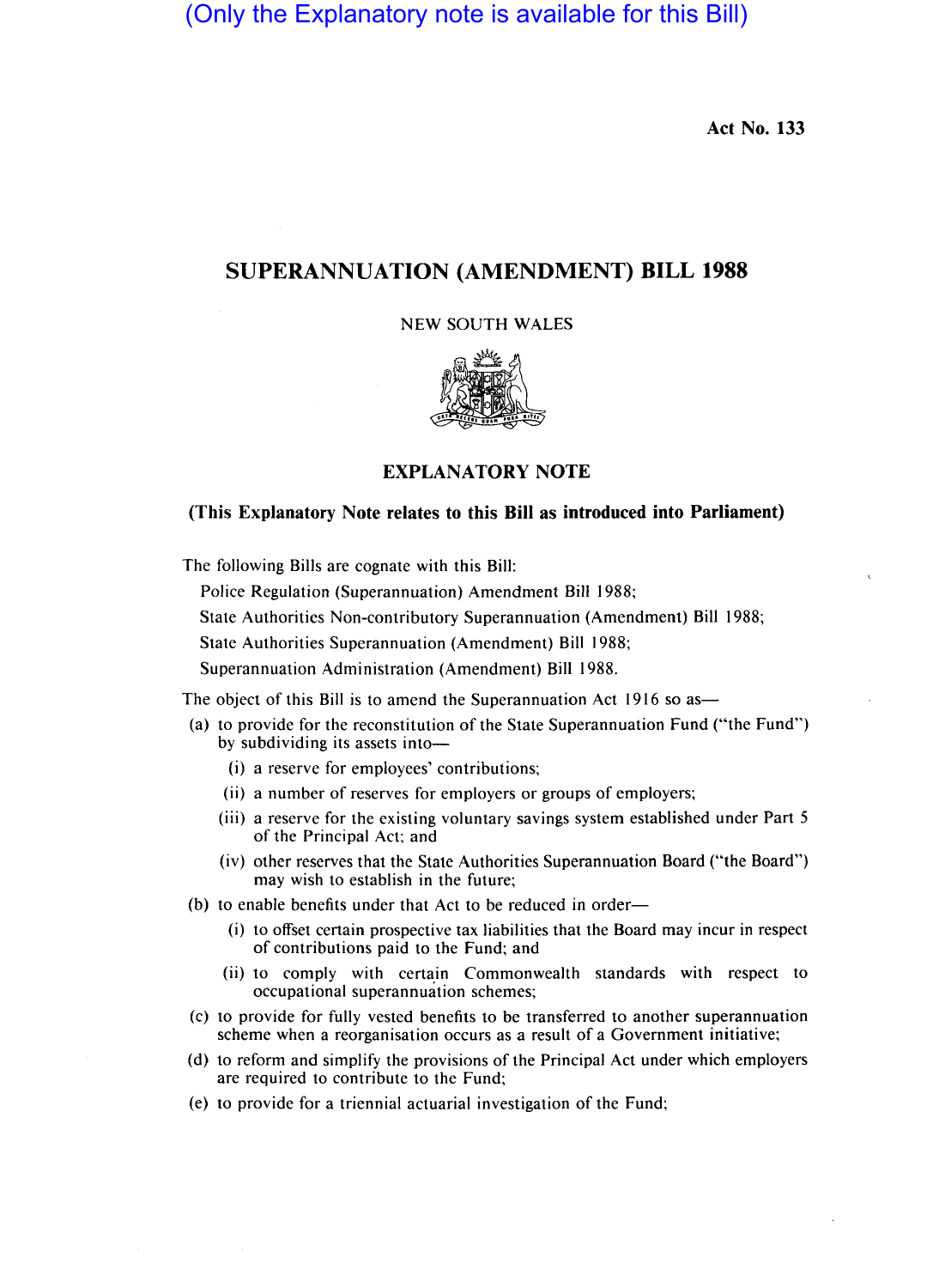(Only the Explanatory note is available for this Bill)

**Act No. 133**

# SUPERANNUATION (AMENDMENT) BILL 1988

NEW SOUTH WALES

## EXPLANATORY NOTE

### (This Explanatory Note relates to this Bill as introduced into Parliament)

The following Bills are cognate with this Bill:

Police Regulation (Superannuation) Amendment Bill 1988;

State Authorities Non-contributory Superannuation (Amendment) Bill 1988;

State Authorities Superannuation (Amendment) Bill 1988;

Superannuation Administration (Amendment) Bill 1988.

The object of this Bill is to amend the Superannuation Act 1916 so as—

(a) to provide for the reconstitution of the State Superannuation Fund ("the Fund") by subdividing its assets into—
   - (i) a reserve for employees' contributions;
   - (ii) a number of reserves for employers or groups of employers;
   - (iii) a reserve for the existing voluntary savings system established under Part 5 of the Principal Act; and
   - (iv) other reserves that the State Authorities Superannuation Board ("the Board") may wish to establish in the future;

(b) to enable benefits under that Act to be reduced in order—
   - (i) to offset certain prospective tax liabilities that the Board may incur in respect of contributions paid to the Fund; and
   - (ii) to comply with certain Commonwealth standards with respect to occupational superannuation schemes;

(c) to provide for fully vested benefits to be transferred to another superannuation scheme when a reorganisation occurs as a result of a Government initiative;

(d) to reform and simplify the provisions of the Principal Act under which employers are required to contribute to the Fund;

(e) to provide for a triennial actuarial investigation of the Fund;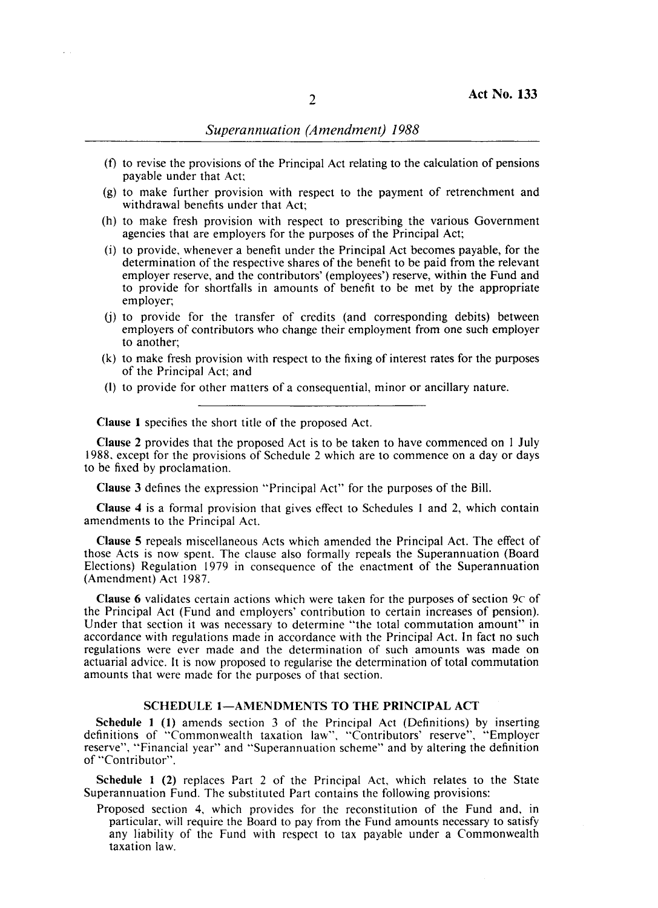(f) to revise the provisions of the Principal Act relating to the calculation of pensions payable under that Act;

(g) to make further provision with respect to the payment of retrenchment and withdrawal benefits under that Act;

(h) to make fresh provision with respect to prescribing the various Government agencies that are employers for the purposes of the Principal Act;

(i) to provide, whenever a benefit under the Principal Act becomes payable, for the determination of the respective shares of the benefit to be paid from the relevant employer reserve, and the contributors' (employees') reserve, within the Fund and to provide for shortfalls in amounts of benefit to be met by the appropriate employer;

(j) to provide for the transfer of credits (and corresponding debits) between employers of contributors who change their employment from one such employer to another;

(k) to make fresh provision with respect to the fixing of interest rates for the purposes of the Principal Act; and

(l) to provide for other matters of a consequential, minor or ancillary nature.

---

**Clause 1** specifies the short title of the proposed Act.

**Clause 2** provides that the proposed Act is to be taken to have commenced on 1 July 1988, except for the provisions of Schedule 2 which are to commence on a day or days to be fixed by proclamation.

**Clause 3** defines the expression "Principal Act" for the purposes of the Bill.

**Clause 4** is a formal provision that gives effect to Schedules 1 and 2, which contain amendments to the Principal Act.

**Clause 5** repeals miscellaneous Acts which amended the Principal Act. The effect of those Acts is now spent. The clause also formally repeals the Superannuation (Board Elections) Regulation 1979 in consequence of the enactment of the Superannuation (Amendment) Act 1987.

**Clause 6** validates certain actions which were taken for the purposes of section 9C of the Principal Act (Fund and employers' contribution to certain increases of pension). Under that section it was necessary to determine "the total commutation amount" in accordance with regulations made in accordance with the Principal Act. In fact no such regulations were ever made and the determination of such amounts was made on actuarial advice. It is now proposed to regularise the determination of total commutation amounts that were made for the purposes of that section.

## SCHEDULE 1—AMENDMENTS TO THE PRINCIPAL ACT

**Schedule 1 (1)** amends section 3 of the Principal Act (Definitions) by inserting definitions of "Commonwealth taxation law", "Contributors' reserve", "Employer reserve", "Financial year" and "Superannuation scheme" and by altering the definition of "Contributor".

**Schedule 1 (2)** replaces Part 2 of the Principal Act, which relates to the State Superannuation Fund. The substituted Part contains the following provisions:

Proposed section 4, which provides for the reconstitution of the Fund and, in particular, will require the Board to pay from the Fund amounts necessary to satisfy any liability of the Fund with respect to tax payable under a Commonwealth taxation law.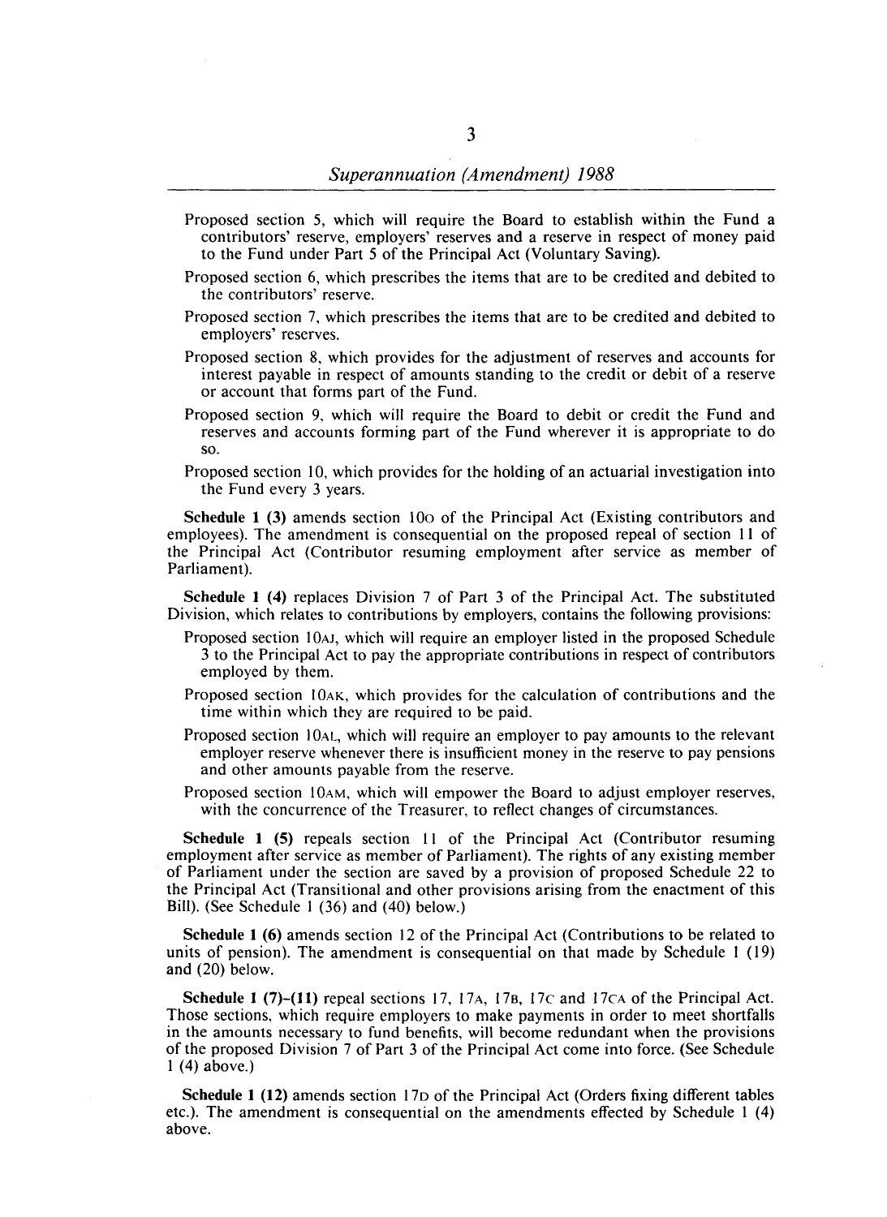Proposed section 5, which will require the Board to establish within the Fund a contributors' reserve, employers' reserves and a reserve in respect of money paid to the Fund under Part 5 of the Principal Act (Voluntary Saving).

Proposed section 6, which prescribes the items that are to be credited and debited to the contributors' reserve.

Proposed section 7, which prescribes the items that are to be credited and debited to employers' reserves.

Proposed section 8, which provides for the adjustment of reserves and accounts for interest payable in respect of amounts standing to the credit or debit of a reserve or account that forms part of the Fund.

Proposed section 9, which will require the Board to debit or credit the Fund and reserves and accounts forming part of the Fund wherever it is appropriate to do so.

Proposed section 10, which provides for the holding of an actuarial investigation into the Fund every 3 years.

**Schedule 1 (3)** amends section 10O of the Principal Act (Existing contributors and employees). The amendment is consequential on the proposed repeal of section 11 of the Principal Act (Contributor resuming employment after service as member of Parliament).

**Schedule 1 (4)** replaces Division 7 of Part 3 of the Principal Act. The substituted Division, which relates to contributions by employers, contains the following provisions:

Proposed section 10AJ, which will require an employer listed in the proposed Schedule 3 to the Principal Act to pay the appropriate contributions in respect of contributors employed by them.

Proposed section 10AK, which provides for the calculation of contributions and the time within which they are required to be paid.

Proposed section 10AL, which will require an employer to pay amounts to the relevant employer reserve whenever there is insufficient money in the reserve to pay pensions and other amounts payable from the reserve.

Proposed section 10AM, which will empower the Board to adjust employer reserves, with the concurrence of the Treasurer, to reflect changes of circumstances.

**Schedule 1 (5)** repeals section 11 of the Principal Act (Contributor resuming employment after service as member of Parliament). The rights of any existing member of Parliament under the section are saved by a provision of proposed Schedule 22 to the Principal Act (Transitional and other provisions arising from the enactment of this Bill). (See Schedule 1 (36) and (40) below.)

**Schedule 1 (6)** amends section 12 of the Principal Act (Contributions to be related to units of pension). The amendment is consequential on that made by Schedule 1 (19) and (20) below.

**Schedule 1 (7)–(11)** repeal sections 17, 17A, 17B, 17C and 17CA of the Principal Act. Those sections, which require employers to make payments in order to meet shortfalls in the amounts necessary to fund benefits, will become redundant when the provisions of the proposed Division 7 of Part 3 of the Principal Act come into force. (See Schedule 1 (4) above.)

**Schedule 1 (12)** amends section 17D of the Principal Act (Orders fixing different tables etc.). The amendment is consequential on the amendments effected by Schedule 1 (4) above.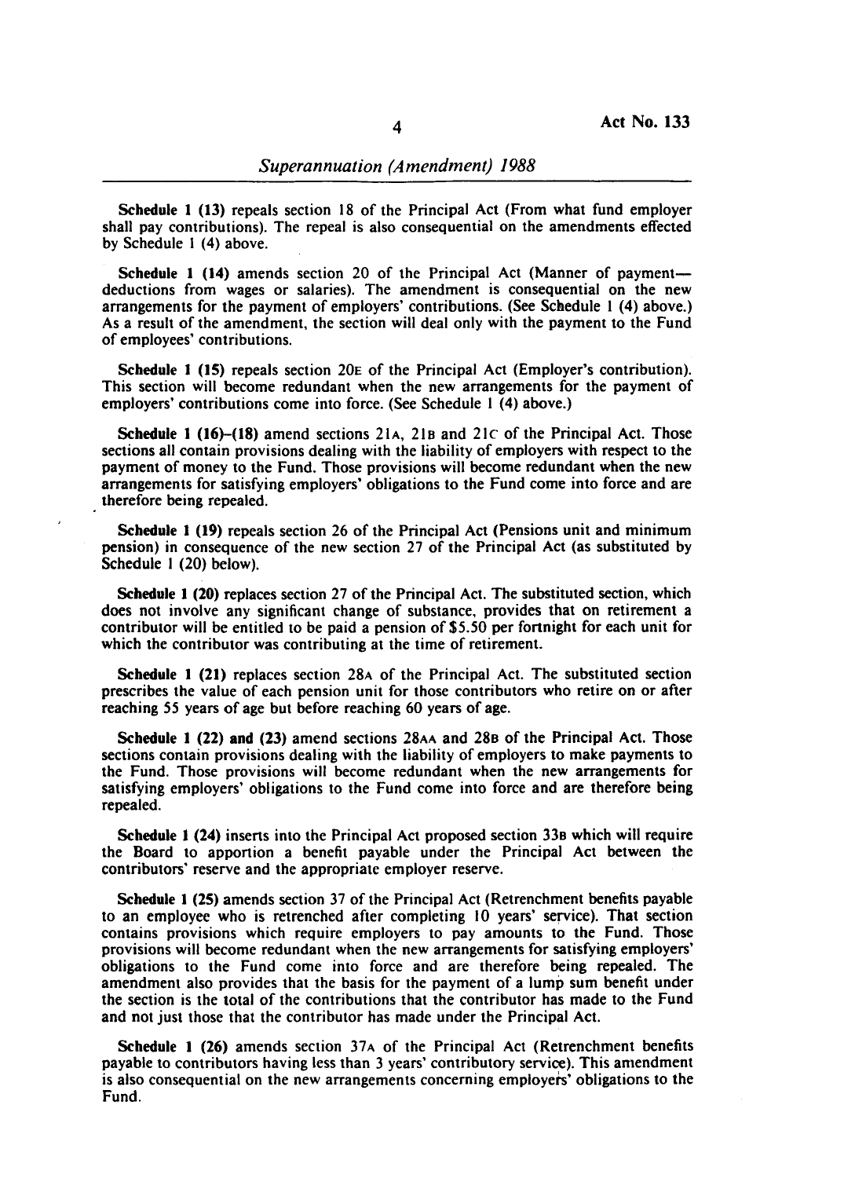**Schedule 1 (13)** repeals section 18 of the Principal Act (From what fund employer shall pay contributions). The repeal is also consequential on the amendments effected by Schedule 1 (4) above.

**Schedule 1 (14)** amends section 20 of the Principal Act (Manner of payment—deductions from wages or salaries). The amendment is consequential on the new arrangements for the payment of employers' contributions. (See Schedule 1 (4) above.) As a result of the amendment, the section will deal only with the payment to the Fund of employees' contributions.

**Schedule 1 (15)** repeals section 20E of the Principal Act (Employer's contribution). This section will become redundant when the new arrangements for the payment of employers' contributions come into force. (See Schedule 1 (4) above.)

**Schedule 1 (16)–(18)** amend sections 21A, 21B and 21C of the Principal Act. Those sections all contain provisions dealing with the liability of employers with respect to the payment of money to the Fund. Those provisions will become redundant when the new arrangements for satisfying employers' obligations to the Fund come into force and are therefore being repealed.

**Schedule 1 (19)** repeals section 26 of the Principal Act (Pensions unit and minimum pension) in consequence of the new section 27 of the Principal Act (as substituted by Schedule 1 (20) below).

**Schedule 1 (20)** replaces section 27 of the Principal Act. The substituted section, which does not involve any significant change of substance, provides that on retirement a contributor will be entitled to be paid a pension of $5.50 per fortnight for each unit for which the contributor was contributing at the time of retirement.

**Schedule 1 (21)** replaces section 28A of the Principal Act. The substituted section prescribes the value of each pension unit for those contributors who retire on or after reaching 55 years of age but before reaching 60 years of age.

**Schedule 1 (22) and (23)** amend sections 28AA and 28B of the Principal Act. Those sections contain provisions dealing with the liability of employers to make payments to the Fund. Those provisions will become redundant when the new arrangements for satisfying employers' obligations to the Fund come into force and are therefore being repealed.

**Schedule 1 (24)** inserts into the Principal Act proposed section 33B which will require the Board to apportion a benefit payable under the Principal Act between the contributors' reserve and the appropriate employer reserve.

**Schedule 1 (25)** amends section 37 of the Principal Act (Retrenchment benefits payable to an employee who is retrenched after completing 10 years' service). That section contains provisions which require employers to pay amounts to the Fund. Those provisions will become redundant when the new arrangements for satisfying employers' obligations to the Fund come into force and are therefore being repealed. The amendment also provides that the basis for the payment of a lump sum benefit under the section is the total of the contributions that the contributor has made to the Fund and not just those that the contributor has made under the Principal Act.

**Schedule 1 (26)** amends section 37A of the Principal Act (Retrenchment benefits payable to contributors having less than 3 years' contributory service). This amendment is also consequential on the new arrangements concerning employers' obligations to the Fund.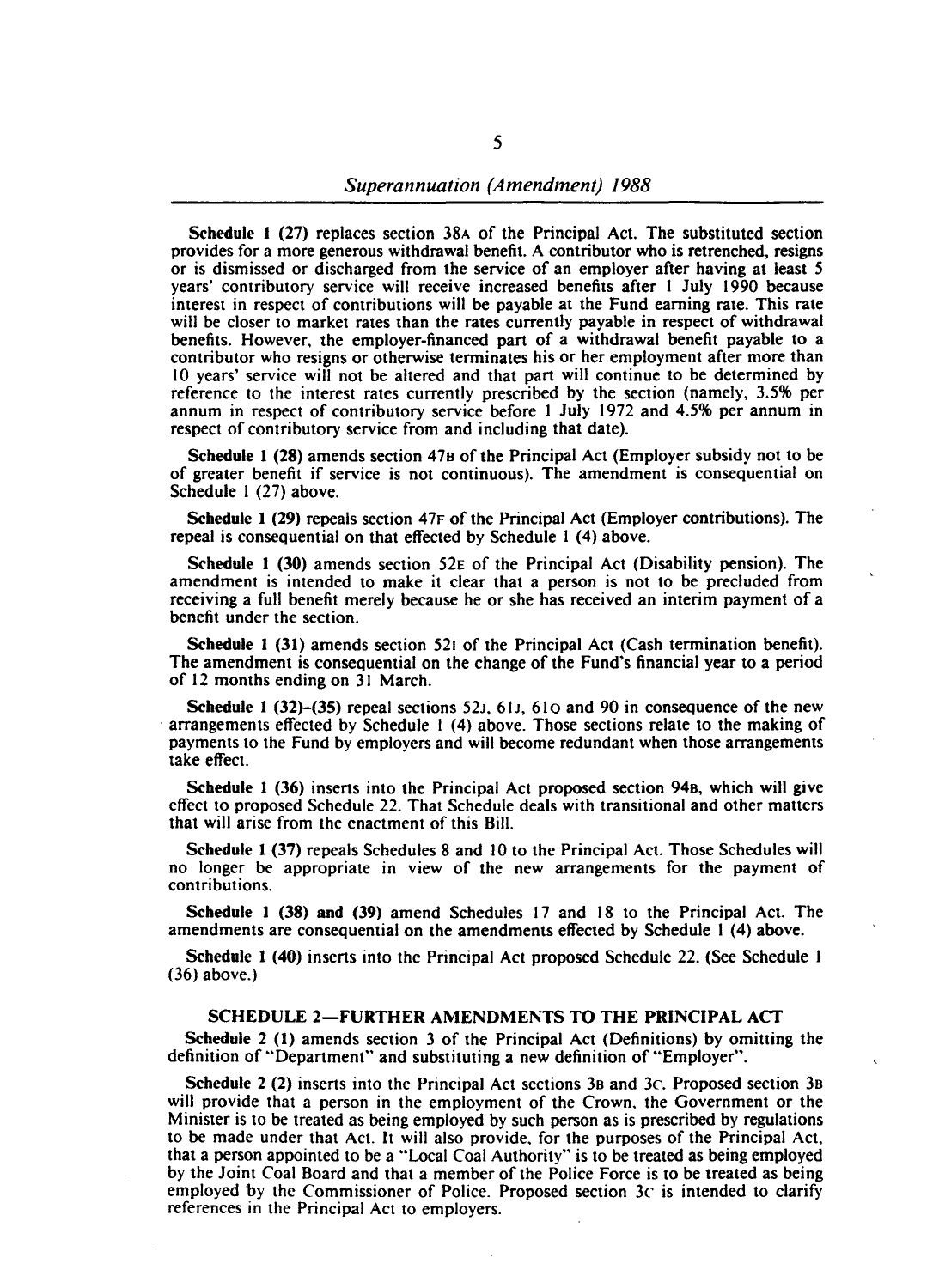**Schedule 1 (27)** replaces section 38A of the Principal Act. The substituted section provides for a more generous withdrawal benefit. A contributor who is retrenched, resigns or is dismissed or discharged from the service of an employer after having at least 5 years' contributory service will receive increased benefits after 1 July 1990 because interest in respect of contributions will be payable at the Fund earning rate. This rate will be closer to market rates than the rates currently payable in respect of withdrawal benefits. However, the employer-financed part of a withdrawal benefit payable to a contributor who resigns or otherwise terminates his or her employment after more than 10 years' service will not be altered and that part will continue to be determined by reference to the interest rates currently prescribed by the section (namely, 3.5% per annum in respect of contributory service before 1 July 1972 and 4.5% per annum in respect of contributory service from and including that date).

**Schedule 1 (28)** amends section 47B of the Principal Act (Employer subsidy not to be of greater benefit if service is not continuous). The amendment is consequential on Schedule 1 (27) above.

**Schedule 1 (29)** repeals section 47F of the Principal Act (Employer contributions). The repeal is consequential on that effected by Schedule 1 (4) above.

**Schedule 1 (30)** amends section 52E of the Principal Act (Disability pension). The amendment is intended to make it clear that a person is not to be precluded from receiving a full benefit merely because he or she has received an interim payment of a benefit under the section.

**Schedule 1 (31)** amends section 52I of the Principal Act (Cash termination benefit). The amendment is consequential on the change of the Fund's financial year to a period of 12 months ending on 31 March.

**Schedule 1 (32)–(35)** repeal sections 52J, 61J, 61Q and 90 in consequence of the new arrangements effected by Schedule 1 (4) above. Those sections relate to the making of payments to the Fund by employers and will become redundant when those arrangements take effect.

**Schedule 1 (36)** inserts into the Principal Act proposed section 94B, which will give effect to proposed Schedule 22. That Schedule deals with transitional and other matters that will arise from the enactment of this Bill.

**Schedule 1 (37)** repeals Schedules 8 and 10 to the Principal Act. Those Schedules will no longer be appropriate in view of the new arrangements for the payment of contributions.

**Schedule 1 (38) and (39)** amend Schedules 17 and 18 to the Principal Act. The amendments are consequential on the amendments effected by Schedule 1 (4) above.

**Schedule 1 (40)** inserts into the Principal Act proposed Schedule 22. (See Schedule 1 (36) above.)

## SCHEDULE 2—FURTHER AMENDMENTS TO THE PRINCIPAL ACT

**Schedule 2 (1)** amends section 3 of the Principal Act (Definitions) by omitting the definition of "Department" and substituting a new definition of "Employer".

**Schedule 2 (2)** inserts into the Principal Act sections 3B and 3C. Proposed section 3B will provide that a person in the employment of the Crown, the Government or the Minister is to be treated as being employed by such person as is prescribed by regulations to be made under that Act. It will also provide, for the purposes of the Principal Act, that a person appointed to be a "Local Coal Authority" is to be treated as being employed by the Joint Coal Board and that a member of the Police Force is to be treated as being employed by the Commissioner of Police. Proposed section 3C is intended to clarify references in the Principal Act to employers.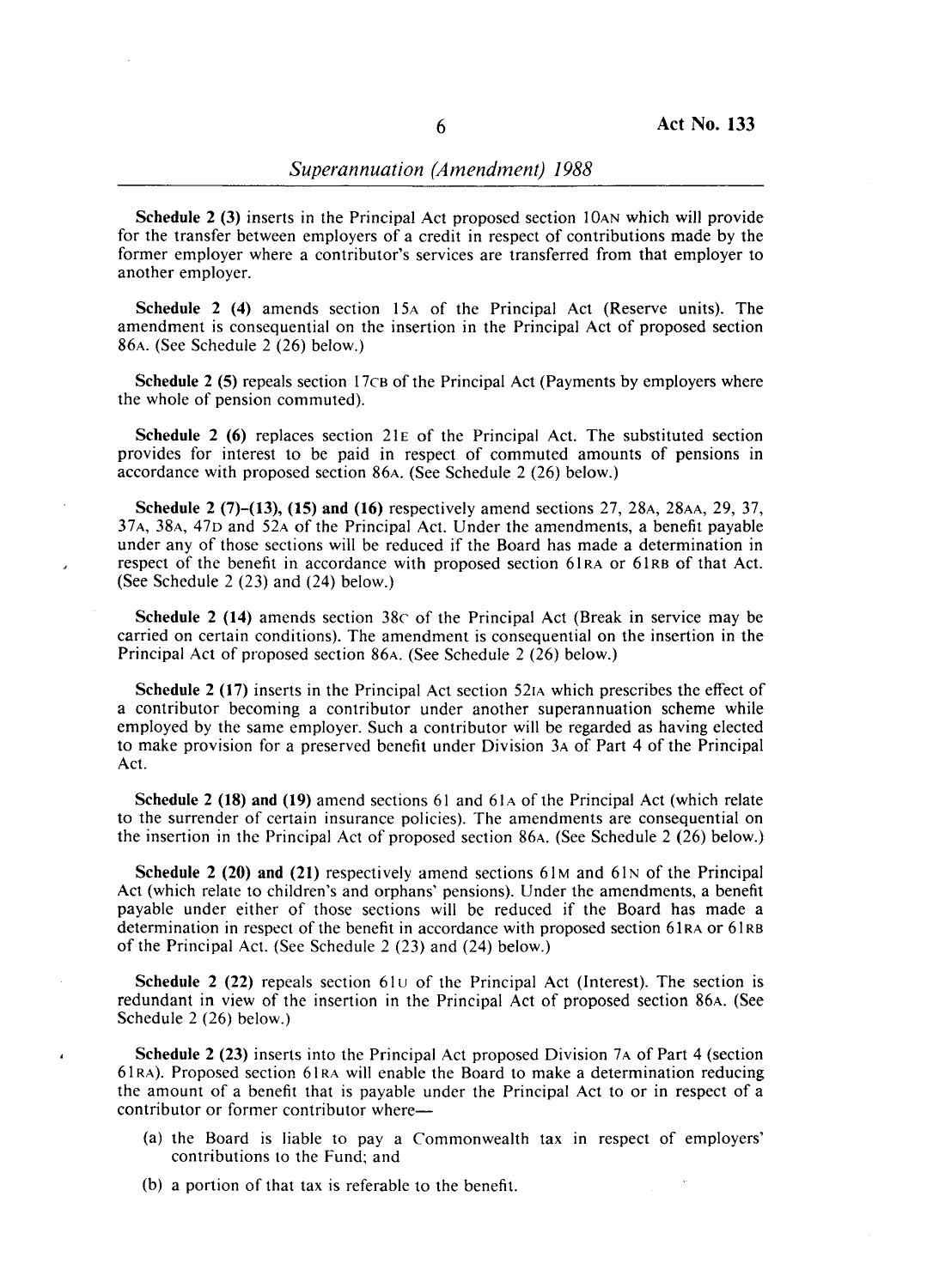**Schedule 2 (3)** inserts in the Principal Act proposed section 10AN which will provide for the transfer between employers of a credit in respect of contributions made by the former employer where a contributor's services are transferred from that employer to another employer.

**Schedule 2 (4)** amends section 15A of the Principal Act (Reserve units). The amendment is consequential on the insertion in the Principal Act of proposed section 86A. (See Schedule 2 (26) below.)

**Schedule 2 (5)** repeals section 17CB of the Principal Act (Payments by employers where the whole of pension commuted).

**Schedule 2 (6)** replaces section 21E of the Principal Act. The substituted section provides for interest to be paid in respect of commuted amounts of pensions in accordance with proposed section 86A. (See Schedule 2 (26) below.)

**Schedule 2 (7)–(13), (15) and (16)** respectively amend sections 27, 28A, 28AA, 29, 37, 37A, 38A, 47D and 52A of the Principal Act. Under the amendments, a benefit payable under any of those sections will be reduced if the Board has made a determination in respect of the benefit in accordance with proposed section 61RA or 61RB of that Act. (See Schedule 2 (23) and (24) below.)

**Schedule 2 (14)** amends section 38C of the Principal Act (Break in service may be carried on certain conditions). The amendment is consequential on the insertion in the Principal Act of proposed section 86A. (See Schedule 2 (26) below.)

**Schedule 2 (17)** inserts in the Principal Act section 52IA which prescribes the effect of a contributor becoming a contributor under another superannuation scheme while employed by the same employer. Such a contributor will be regarded as having elected to make provision for a preserved benefit under Division 3A of Part 4 of the Principal Act.

**Schedule 2 (18) and (19)** amend sections 61 and 61A of the Principal Act (which relate to the surrender of certain insurance policies). The amendments are consequential on the insertion in the Principal Act of proposed section 86A. (See Schedule 2 (26) below.)

**Schedule 2 (20) and (21)** respectively amend sections 61M and 61N of the Principal Act (which relate to children's and orphans' pensions). Under the amendments, a benefit payable under either of those sections will be reduced if the Board has made a determination in respect of the benefit in accordance with proposed section 61RA or 61RB of the Principal Act. (See Schedule 2 (23) and (24) below.)

**Schedule 2 (22)** repeals section 61U of the Principal Act (Interest). The section is redundant in view of the insertion in the Principal Act of proposed section 86A. (See Schedule 2 (26) below.)

**Schedule 2 (23)** inserts into the Principal Act proposed Division 7A of Part 4 (section 61RA). Proposed section 61RA will enable the Board to make a determination reducing the amount of a benefit that is payable under the Principal Act to or in respect of a contributor or former contributor where—

(a) the Board is liable to pay a Commonwealth tax in respect of employers' contributions to the Fund; and

(b) a portion of that tax is referable to the benefit.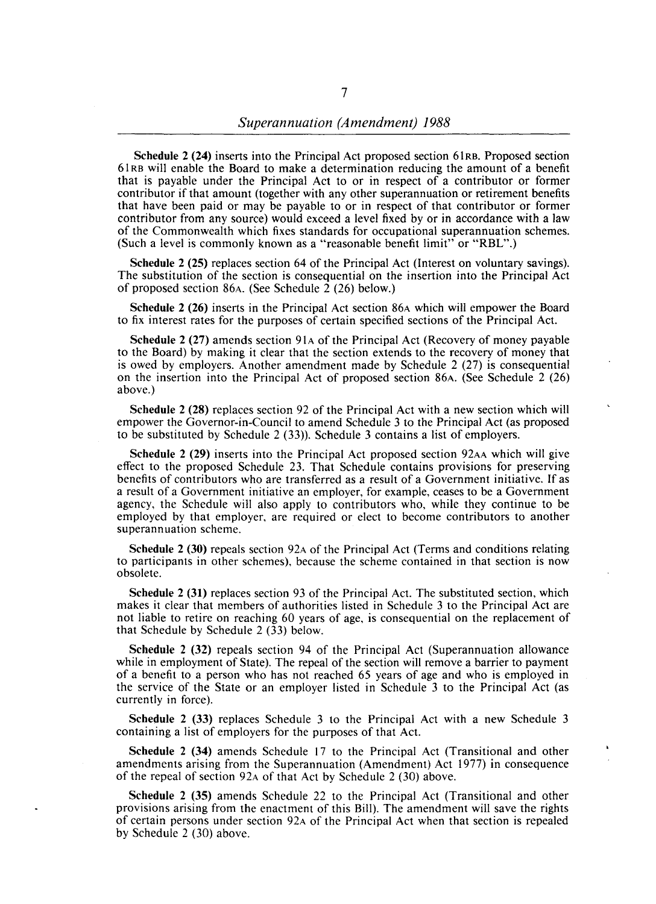**Schedule 2 (24)** inserts into the Principal Act proposed section 61RB. Proposed section 61RB will enable the Board to make a determination reducing the amount of a benefit that is payable under the Principal Act to or in respect of a contributor or former contributor if that amount (together with any other superannuation or retirement benefits that have been paid or may be payable to or in respect of that contributor or former contributor from any source) would exceed a level fixed by or in accordance with a law of the Commonwealth which fixes standards for occupational superannuation schemes. (Such a level is commonly known as a "reasonable benefit limit" or "RBL".)

**Schedule 2 (25)** replaces section 64 of the Principal Act (Interest on voluntary savings). The substitution of the section is consequential on the insertion into the Principal Act of proposed section 86A. (See Schedule 2 (26) below.)

**Schedule 2 (26)** inserts in the Principal Act section 86A which will empower the Board to fix interest rates for the purposes of certain specified sections of the Principal Act.

**Schedule 2 (27)** amends section 91A of the Principal Act (Recovery of money payable to the Board) by making it clear that the section extends to the recovery of money that is owed by employers. Another amendment made by Schedule 2 (27) is consequential on the insertion into the Principal Act of proposed section 86A. (See Schedule 2 (26) above.)

**Schedule 2 (28)** replaces section 92 of the Principal Act with a new section which will empower the Governor-in-Council to amend Schedule 3 to the Principal Act (as proposed to be substituted by Schedule 2 (33)). Schedule 3 contains a list of employers.

**Schedule 2 (29)** inserts into the Principal Act proposed section 92AA which will give effect to the proposed Schedule 23. That Schedule contains provisions for preserving benefits of contributors who are transferred as a result of a Government initiative. If as a result of a Government initiative an employer, for example, ceases to be a Government agency, the Schedule will also apply to contributors who, while they continue to be employed by that employer, are required or elect to become contributors to another superannuation scheme.

**Schedule 2 (30)** repeals section 92A of the Principal Act (Terms and conditions relating to participants in other schemes), because the scheme contained in that section is now obsolete.

**Schedule 2 (31)** replaces section 93 of the Principal Act. The substituted section, which makes it clear that members of authorities listed in Schedule 3 to the Principal Act are not liable to retire on reaching 60 years of age, is consequential on the replacement of that Schedule by Schedule 2 (33) below.

**Schedule 2 (32)** repeals section 94 of the Principal Act (Superannuation allowance while in employment of State). The repeal of the section will remove a barrier to payment of a benefit to a person who has not reached 65 years of age and who is employed in the service of the State or an employer listed in Schedule 3 to the Principal Act (as currently in force).

**Schedule 2 (33)** replaces Schedule 3 to the Principal Act with a new Schedule 3 containing a list of employers for the purposes of that Act.

**Schedule 2 (34)** amends Schedule 17 to the Principal Act (Transitional and other amendments arising from the Superannuation (Amendment) Act 1977) in consequence of the repeal of section 92A of that Act by Schedule 2 (30) above.

**Schedule 2 (35)** amends Schedule 22 to the Principal Act (Transitional and other provisions arising from the enactment of this Bill). The amendment will save the rights of certain persons under section 92A of the Principal Act when that section is repealed by Schedule 2 (30) above.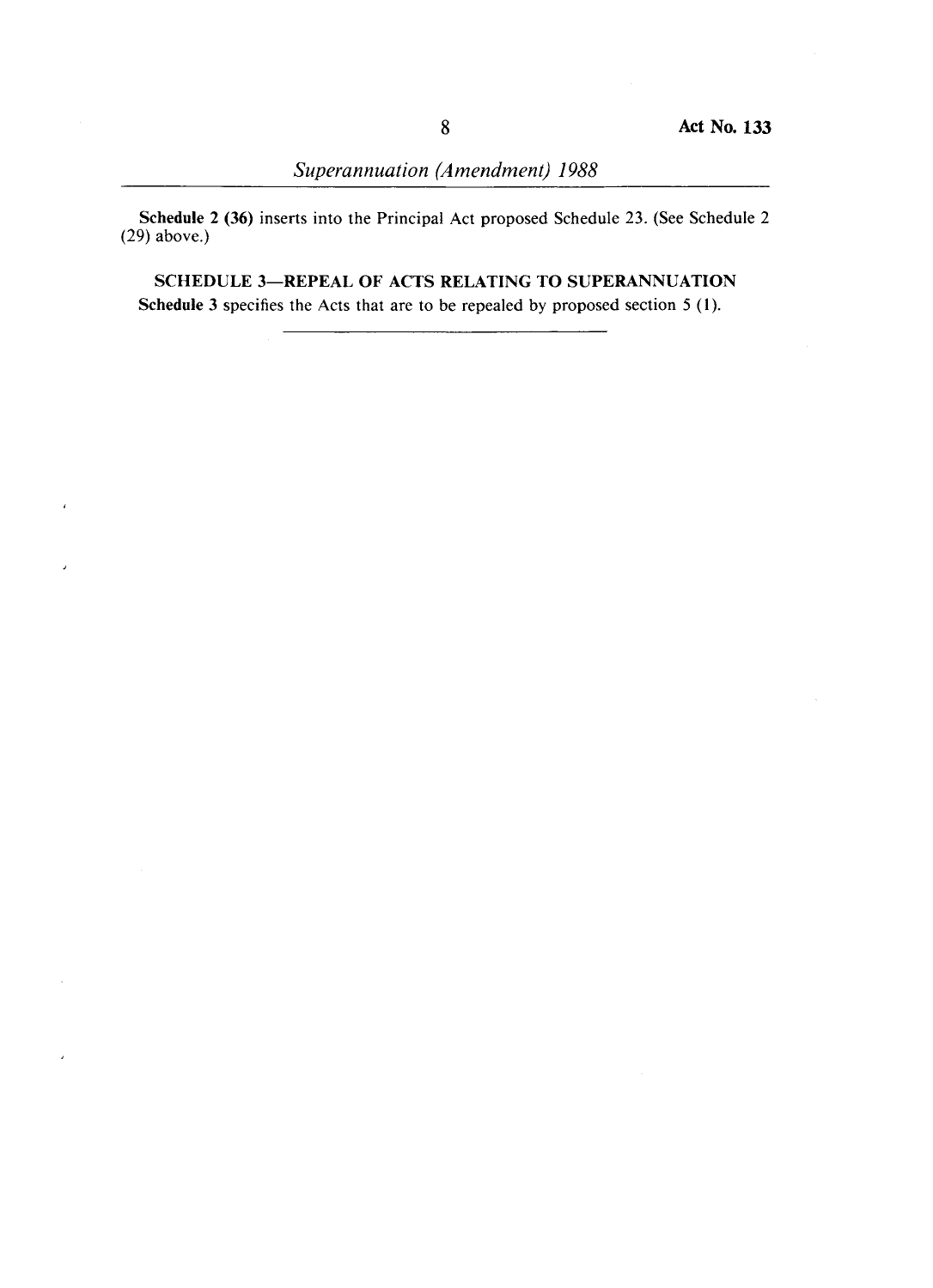**Schedule 2 (36)** inserts into the Principal Act proposed Schedule 23. (See Schedule 2 (29) above.)

## SCHEDULE 3—REPEAL OF ACTS RELATING TO SUPERANNUATION

**Schedule 3** specifies the Acts that are to be repealed by proposed section 5 (1).